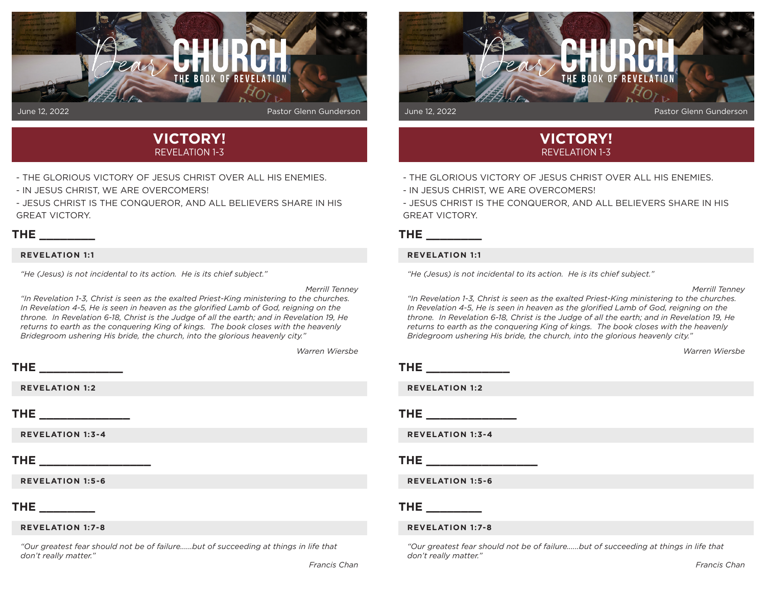# Dear CHURCH
## THE BOOK OF REVELATION

June 12, 2022 — Pastor Glenn Gunderson

## VICTORY!
REVELATION 1-3

- THE GLORIOUS VICTORY OF JESUS CHRIST OVER ALL HIS ENEMIES.
- IN JESUS CHRIST, WE ARE OVERCOMERS!
- JESUS CHRIST IS THE CONQUEROR, AND ALL BELIEVERS SHARE IN HIS GREAT VICTORY.

### THE ________

**REVELATION 1:1**

*"He (Jesus) is not incidental to its action. He is its chief subject."*

*Merrill Tenney*

*"In Revelation 1-3, Christ is seen as the exalted Priest-King ministering to the churches. In Revelation 4-5, He is seen in heaven as the glorified Lamb of God, reigning on the throne. In Revelation 6-18, Christ is the Judge of all the earth; and in Revelation 19, He returns to earth as the conquering King of kings. The book closes with the heavenly Bridegroom ushering His bride, the church, into the glorious heavenly city."*

*Warren Wiersbe*

### THE ____________

**REVELATION 1:2**

### THE _____________

**REVELATION 1:3-4**

### THE ________________

**REVELATION 1:5-6**

### THE ________

**REVELATION 1:7-8**

*"Our greatest fear should not be of failure......but of succeeding at things in life that don't really matter."*

*Francis Chan*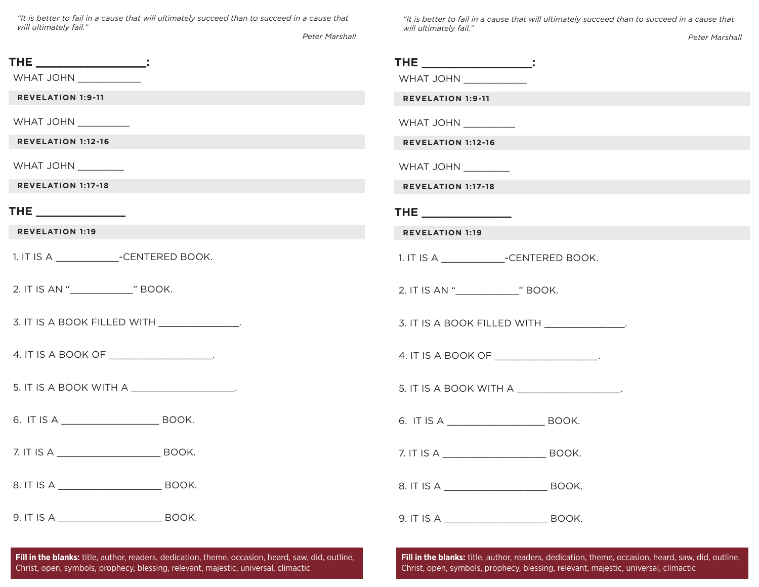*"It is better to fail in a cause that will ultimately succeed than to succeed in a cause that will ultimately fail."*

*Peter Marshall*

## THE ________________:

WHAT JOHN ___________

**REVELATION 1:9-11**

WHAT JOHN _________

**REVELATION 1:12-16**

WHAT JOHN ________

**REVELATION 1:17-18**

## THE _____________

**REVELATION 1:19**

1. IT IS A ___________-CENTERED BOOK.
2. IT IS AN "___________" BOOK.
3. IT IS A BOOK FILLED WITH ______________.
4. IT IS A BOOK OF __________________.
5. IT IS A BOOK WITH A __________________.
6. IT IS A _________________ BOOK.
7. IT IS A __________________ BOOK.
8. IT IS A __________________ BOOK.
9. IT IS A __________________ BOOK.

**Fill in the blanks:** title, author, readers, dedication, theme, occasion, heard, saw, did, outline, Christ, open, symbols, prophecy, blessing, relevant, majestic, universal, climactic

*"It is better to fail in a cause that will ultimately succeed than to succeed in a cause that will ultimately fail."*

*Peter Marshall*

## THE ________________:

WHAT JOHN ___________

**REVELATION 1:9-11**

WHAT JOHN _________

**REVELATION 1:12-16**

WHAT JOHN ________

**REVELATION 1:17-18**

## THE _____________

**REVELATION 1:19**

1. IT IS A ___________-CENTERED BOOK.
2. IT IS AN "___________" BOOK.
3. IT IS A BOOK FILLED WITH ______________.
4. IT IS A BOOK OF __________________.
5. IT IS A BOOK WITH A __________________.
6. IT IS A _________________ BOOK.
7. IT IS A __________________ BOOK.
8. IT IS A __________________ BOOK.
9. IT IS A __________________ BOOK.

**Fill in the blanks:** title, author, readers, dedication, theme, occasion, heard, saw, did, outline, Christ, open, symbols, prophecy, blessing, relevant, majestic, universal, climactic